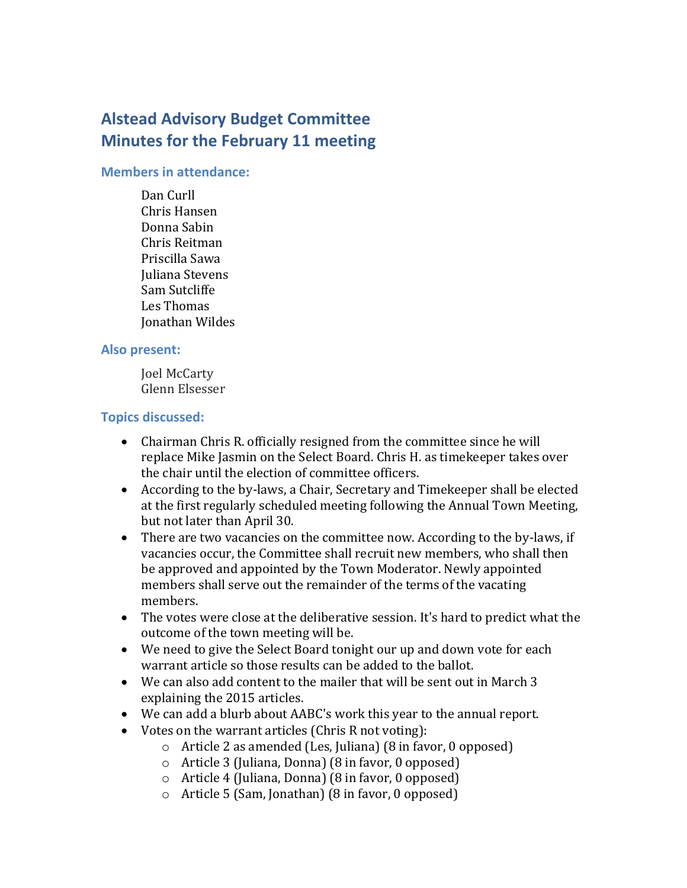# Alstead Advisory Budget Committee
# Minutes for the February 11 meeting

### Members in attendance:

Dan Curll
Chris Hansen
Donna Sabin
Chris Reitman
Priscilla Sawa
Juliana Stevens
Sam Sutcliffe
Les Thomas
Jonathan Wildes

### Also present:

Joel McCarty
Glenn Elsesser

### Topics discussed:

- Chairman Chris R. officially resigned from the committee since he will replace Mike Jasmin on the Select Board. Chris H. as timekeeper takes over the chair until the election of committee officers.
- According to the by-laws, a Chair, Secretary and Timekeeper shall be elected at the first regularly scheduled meeting following the Annual Town Meeting, but not later than April 30.
- There are two vacancies on the committee now. According to the by-laws, if vacancies occur, the Committee shall recruit new members, who shall then be approved and appointed by the Town Moderator. Newly appointed members shall serve out the remainder of the terms of the vacating members.
- The votes were close at the deliberative session. It's hard to predict what the outcome of the town meeting will be.
- We need to give the Select Board tonight our up and down vote for each warrant article so those results can be added to the ballot.
- We can also add content to the mailer that will be sent out in March 3 explaining the 2015 articles.
- We can add a blurb about AABC's work this year to the annual report.
- Votes on the warrant articles (Chris R not voting):
  - Article 2 as amended (Les, Juliana) (8 in favor, 0 opposed)
  - Article 3 (Juliana, Donna) (8 in favor, 0 opposed)
  - Article 4 (Juliana, Donna) (8 in favor, 0 opposed)
  - Article 5 (Sam, Jonathan) (8 in favor, 0 opposed)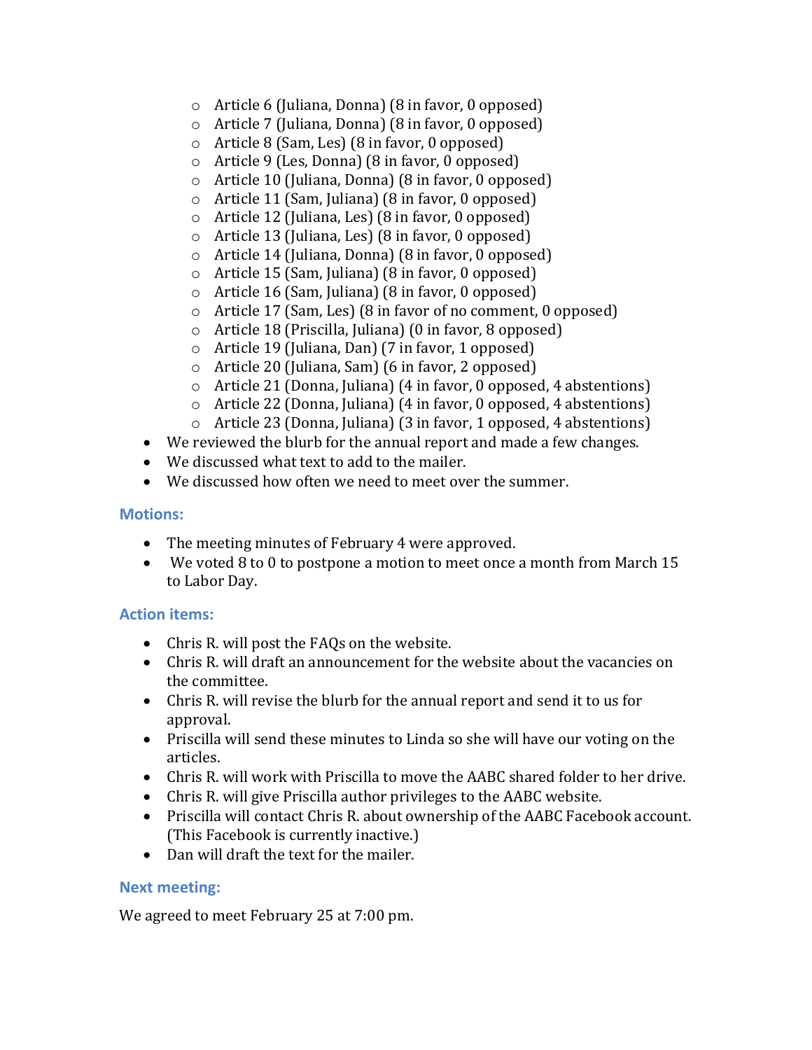- Article 6 (Juliana, Donna) (8 in favor, 0 opposed)
    - Article 7 (Juliana, Donna) (8 in favor, 0 opposed)
    - Article 8 (Sam, Les) (8 in favor, 0 opposed)
    - Article 9 (Les, Donna) (8 in favor, 0 opposed)
    - Article 10 (Juliana, Donna) (8 in favor, 0 opposed)
    - Article 11 (Sam, Juliana) (8 in favor, 0 opposed)
    - Article 12 (Juliana, Les) (8 in favor, 0 opposed)
    - Article 13 (Juliana, Les) (8 in favor, 0 opposed)
    - Article 14 (Juliana, Donna) (8 in favor, 0 opposed)
    - Article 15 (Sam, Juliana) (8 in favor, 0 opposed)
    - Article 16 (Sam, Juliana) (8 in favor, 0 opposed)
    - Article 17 (Sam, Les) (8 in favor of no comment, 0 opposed)
    - Article 18 (Priscilla, Juliana) (0 in favor, 8 opposed)
    - Article 19 (Juliana, Dan) (7 in favor, 1 opposed)
    - Article 20 (Juliana, Sam) (6 in favor, 2 opposed)
    - Article 21 (Donna, Juliana) (4 in favor, 0 opposed, 4 abstentions)
    - Article 22 (Donna, Juliana) (4 in favor, 0 opposed, 4 abstentions)
    - Article 23 (Donna, Juliana) (3 in favor, 1 opposed, 4 abstentions)
- We reviewed the blurb for the annual report and made a few changes.
- We discussed what text to add to the mailer.
- We discussed how often we need to meet over the summer.

### Motions:

- The meeting minutes of February 4 were approved.
- We voted 8 to 0 to postpone a motion to meet once a month from March 15 to Labor Day.

### Action items:

- Chris R. will post the FAQs on the website.
- Chris R. will draft an announcement for the website about the vacancies on the committee.
- Chris R. will revise the blurb for the annual report and send it to us for approval.
- Priscilla will send these minutes to Linda so she will have our voting on the articles.
- Chris R. will work with Priscilla to move the AABC shared folder to her drive.
- Chris R. will give Priscilla author privileges to the AABC website.
- Priscilla will contact Chris R. about ownership of the AABC Facebook account. (This Facebook is currently inactive.)
- Dan will draft the text for the mailer.

### Next meeting:

We agreed to meet February 25 at 7:00 pm.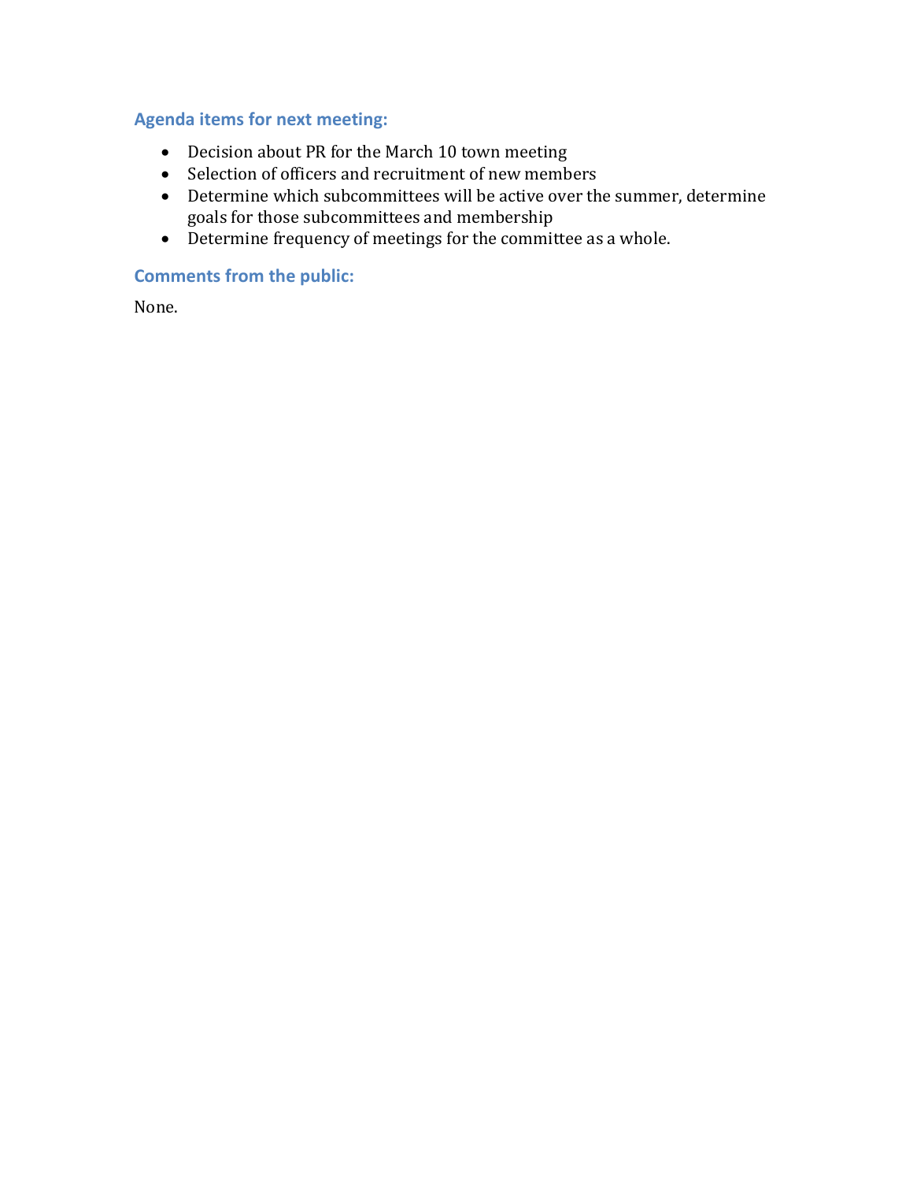### Agenda items for next meeting:

- Decision about PR for the March 10 town meeting
- Selection of officers and recruitment of new members
- Determine which subcommittees will be active over the summer, determine goals for those subcommittees and membership
- Determine frequency of meetings for the committee as a whole.

### Comments from the public:

None.